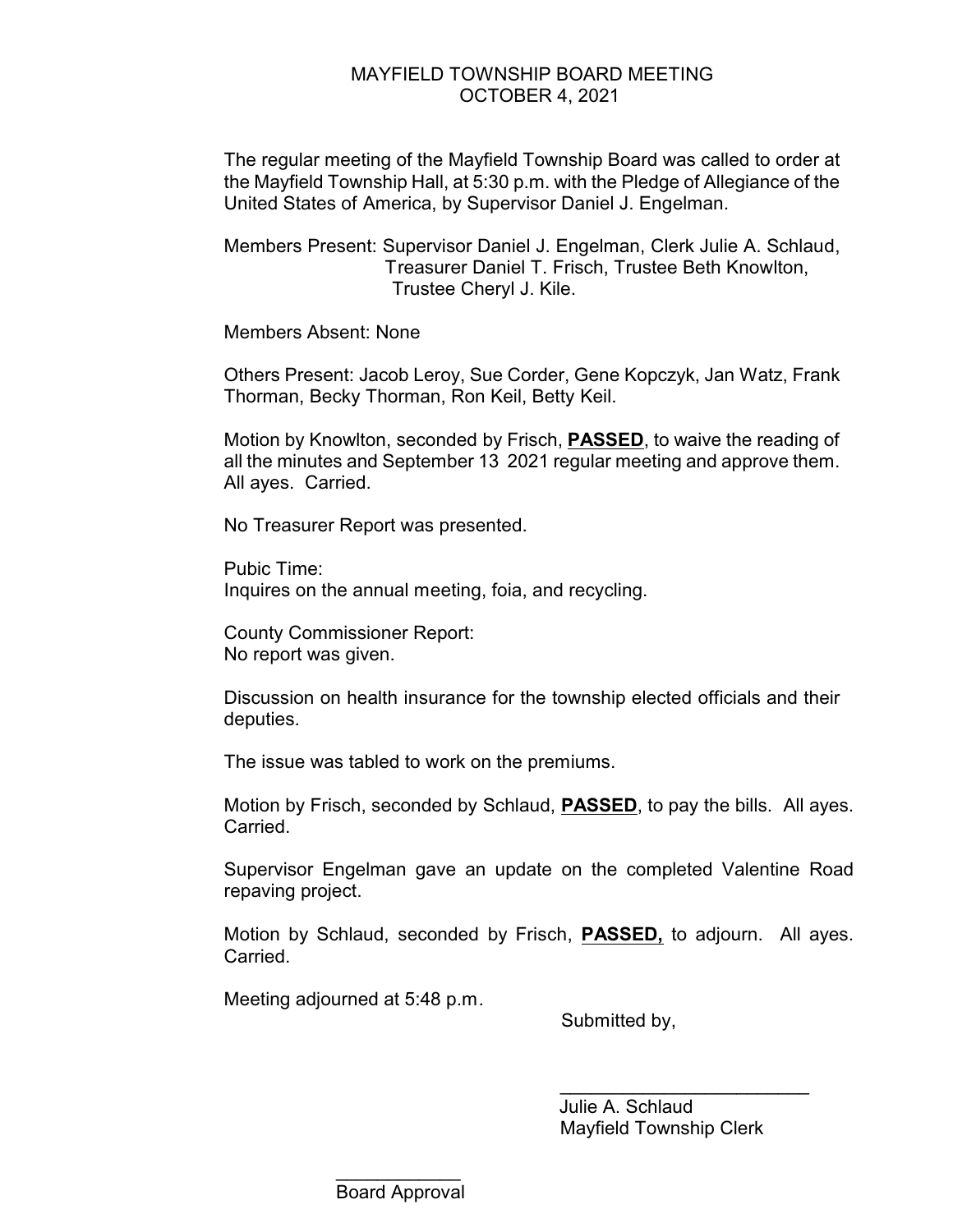# MAYFIELD TOWNSHIP BOARD MEETING
## OCTOBER 4, 2021

The regular meeting of the Mayfield Township Board was called to order at the Mayfield Township Hall, at 5:30 p.m. with the Pledge of Allegiance of the United States of America, by Supervisor Daniel J. Engelman.

Members Present: Supervisor Daniel J. Engelman, Clerk Julie A. Schlaud, Treasurer Daniel T. Frisch, Trustee Beth Knowlton, Trustee Cheryl J. Kile.

Members Absent: None

Others Present: Jacob Leroy, Sue Corder, Gene Kopczyk, Jan Watz, Frank Thorman, Becky Thorman, Ron Keil, Betty Keil.

Motion by Knowlton, seconded by Frisch, **PASSED**, to waive the reading of all the minutes and September 13 2021 regular meeting and approve them. All ayes. Carried.

No Treasurer Report was presented.

Pubic Time:
Inquires on the annual meeting, foia, and recycling.

County Commissioner Report:
No report was given.

Discussion on health insurance for the township elected officials and their deputies.

The issue was tabled to work on the premiums.

Motion by Frisch, seconded by Schlaud, **PASSED**, to pay the bills. All ayes. Carried.

Supervisor Engelman gave an update on the completed Valentine Road repaving project.

Motion by Schlaud, seconded by Frisch, **PASSED,** to adjourn. All ayes. Carried.

Meeting adjourned at 5:48 p.m.

Submitted by,

_________________________
Julie A. Schlaud
Mayfield Township Clerk

____________
Board Approval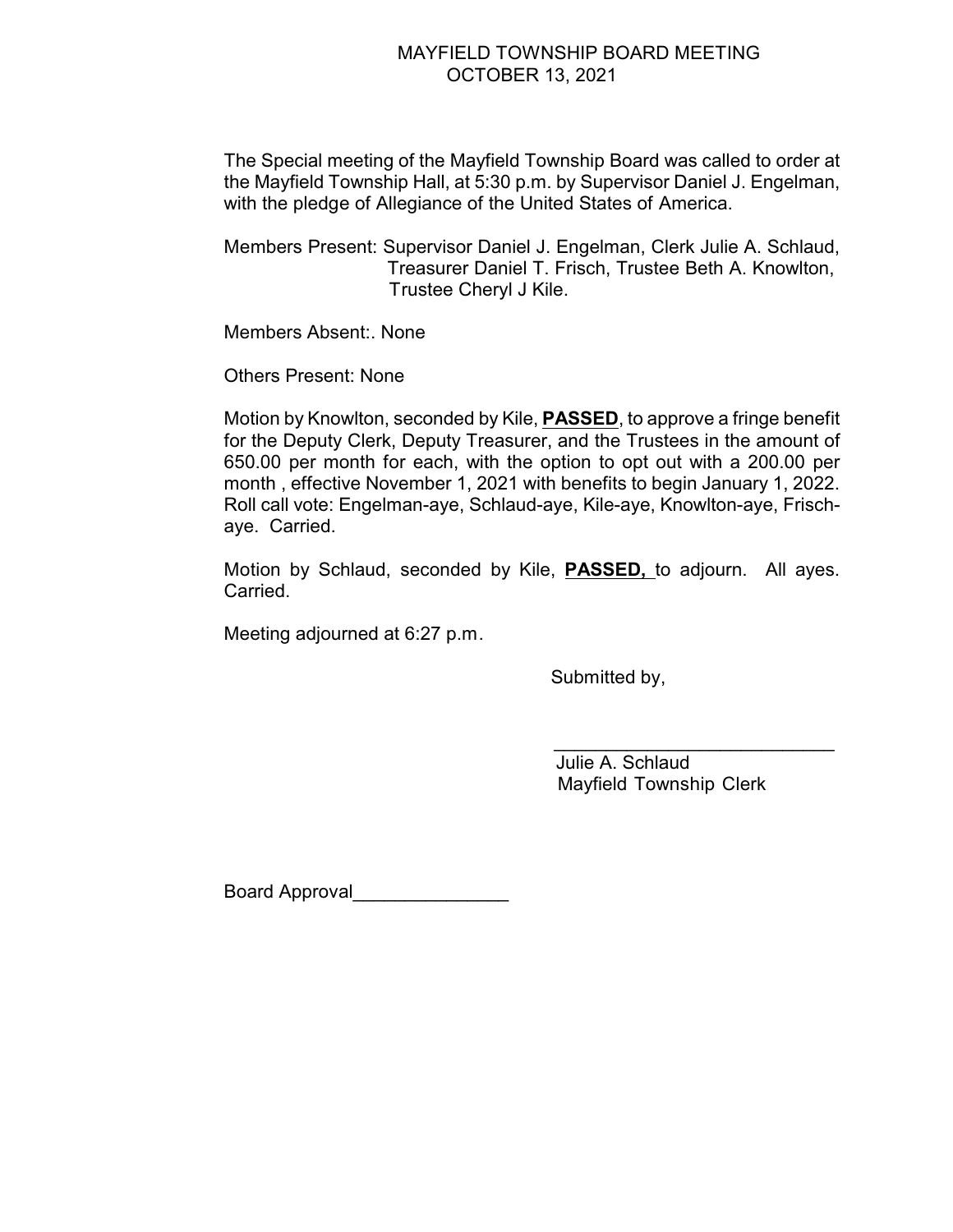# MAYFIELD TOWNSHIP BOARD MEETING
## OCTOBER 13, 2021

The Special meeting of the Mayfield Township Board was called to order at the Mayfield Township Hall, at 5:30 p.m. by Supervisor Daniel J. Engelman, with the pledge of Allegiance of the United States of America.

Members Present: Supervisor Daniel J. Engelman, Clerk Julie A. Schlaud, Treasurer Daniel T. Frisch, Trustee Beth A. Knowlton, Trustee Cheryl J Kile.

Members Absent:. None

Others Present: None

Motion by Knowlton, seconded by Kile, **PASSED**, to approve a fringe benefit for the Deputy Clerk, Deputy Treasurer, and the Trustees in the amount of 650.00 per month for each, with the option to opt out with a 200.00 per month , effective November 1, 2021 with benefits to begin January 1, 2022. Roll call vote: Engelman-aye, Schlaud-aye, Kile-aye, Knowlton-aye, Frisch-aye. Carried.

Motion by Schlaud, seconded by Kile, **PASSED,** to adjourn. All ayes. Carried.

Meeting adjourned at 6:27 p.m.

Submitted by,

\_\_\_\_\_\_\_\_\_\_\_\_\_\_\_\_\_\_\_\_\_\_\_\_\_\_\_\_
Julie A. Schlaud
Mayfield Township Clerk

Board Approval\_\_\_\_\_\_\_\_\_\_\_\_\_\_\_